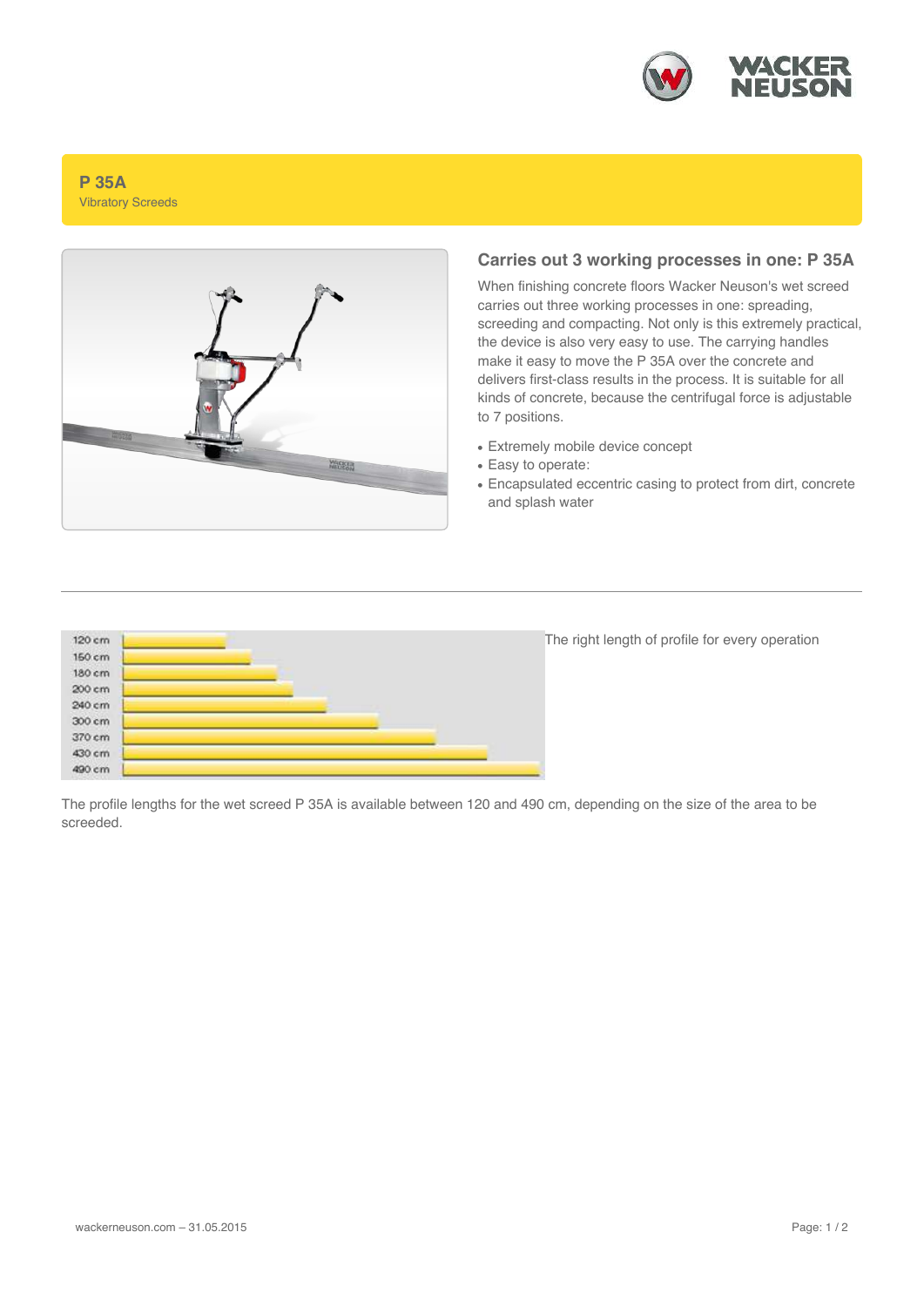# P 35A

Vibratory Screeds

## Carries out 3 working processes in one: P 35A

When finishing concrete floors Wacker Neuson's wet screed carries out three working processes in one: spreading, screeding and compacting. Not only is this extremely practical, the device is also very easy to use. The carrying handles make it easy to move the P 35A over the concrete and delivers first-class results in the process. It is suitable for all kinds of concrete, because the centrifugal force is adjustable to 7 positions.

- Extremely mobile device concept
- Easy to operate:
- Encapsulated eccentric casing to protect from dirt, concrete and splash water

---

120 cm
160 cm
180 cm
200 cm
240 cm
300 cm
370 cm
430 cm
490 cm

The right length of profile for every operation

The profile lengths for the wet screed P 35A is available between 120 and 490 cm, depending on the size of the area to be screeded.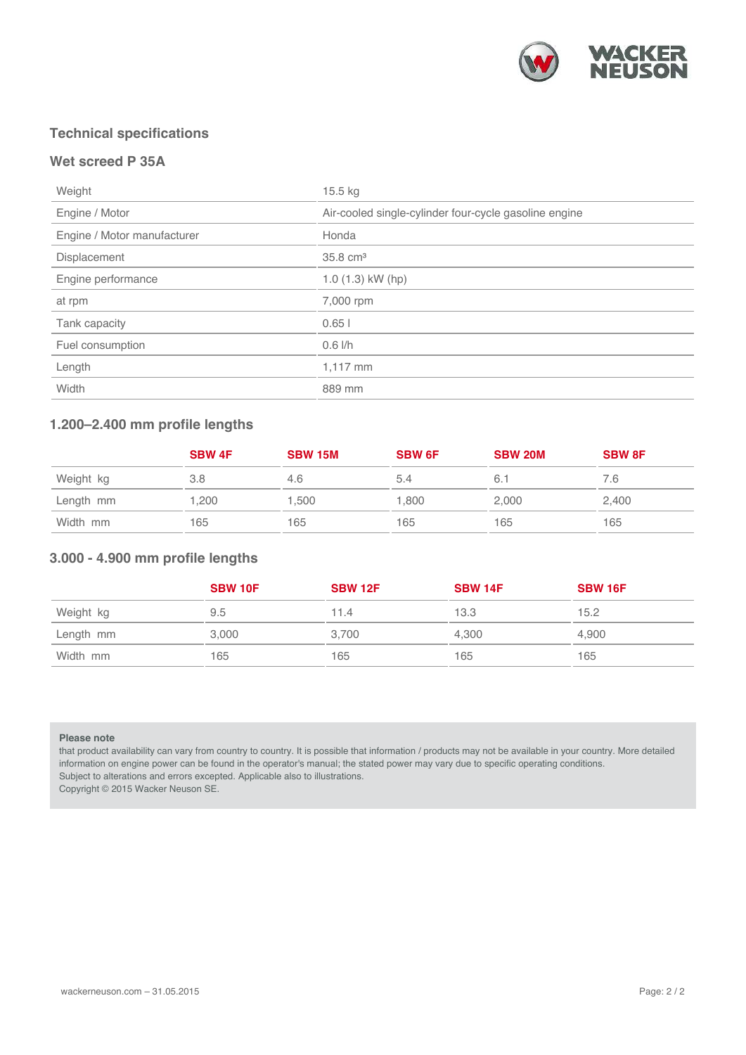## Technical specifications

### Wet screed P 35A

| | |
|---|---|
| Weight | 15.5 kg |
| Engine / Motor | Air-cooled single-cylinder four-cycle gasoline engine |
| Engine / Motor manufacturer | Honda |
| Displacement | 35.8 cm³ |
| Engine performance | 1.0 (1.3) kW (hp) |
| at rpm | 7,000 rpm |
| Tank capacity | 0.65 l |
| Fuel consumption | 0.6 l/h |
| Length | 1,117 mm |
| Width | 889 mm |

### 1.200–2.400 mm profile lengths

| | SBW 4F | SBW 15M | SBW 6F | SBW 20M | SBW 8F |
|---|---|---|---|---|---|
| Weight kg | 3.8 | 4.6 | 5.4 | 6.1 | 7.6 |
| Length mm | 1,200 | 1,500 | 1,800 | 2,000 | 2,400 |
| Width mm | 165 | 165 | 165 | 165 | 165 |

### 3.000 - 4.900 mm profile lengths

| | SBW 10F | SBW 12F | SBW 14F | SBW 16F |
|---|---|---|---|---|
| Weight kg | 9.5 | 11.4 | 13.3 | 15.2 |
| Length mm | 3,000 | 3,700 | 4,300 | 4,900 |
| Width mm | 165 | 165 | 165 | 165 |

**Please note**

that product availability can vary from country to country. It is possible that information / products may not be available in your country. More detailed information on engine power can be found in the operator's manual; the stated power may vary due to specific operating conditions.
Subject to alterations and errors excepted. Applicable also to illustrations.
Copyright © 2015 Wacker Neuson SE.